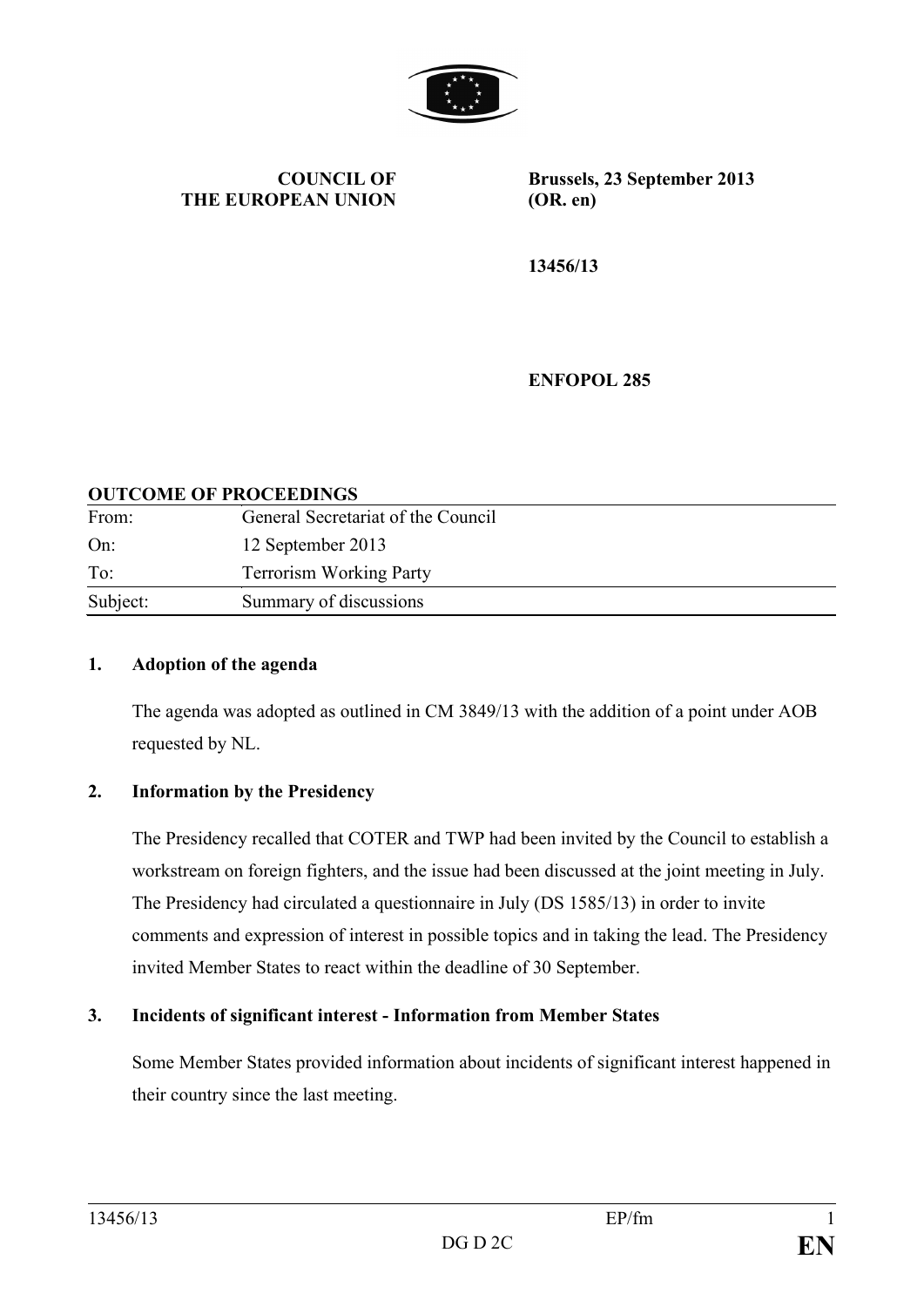**COUNCIL OF THE EUROPEAN UNION**

**Brussels, 23 September 2013 (OR. en)**

**13456/13**

**ENFOPOL 285**

**OUTCOME OF PROCEEDINGS**

| | |
|---|---|
| From: | General Secretariat of the Council |
| On: | 12 September 2013 |
| To: | Terrorism Working Party |
| Subject: | Summary of discussions |

**1. Adoption of the agenda**

The agenda was adopted as outlined in CM 3849/13 with the addition of a point under AOB requested by NL.

**2. Information by the Presidency**

The Presidency recalled that COTER and TWP had been invited by the Council to establish a workstream on foreign fighters, and the issue had been discussed at the joint meeting in July. The Presidency had circulated a questionnaire in July (DS 1585/13) in order to invite comments and expression of interest in possible topics and in taking the lead. The Presidency invited Member States to react within the deadline of 30 September.

**3. Incidents of significant interest - Information from Member States**

Some Member States provided information about incidents of significant interest happened in their country since the last meeting.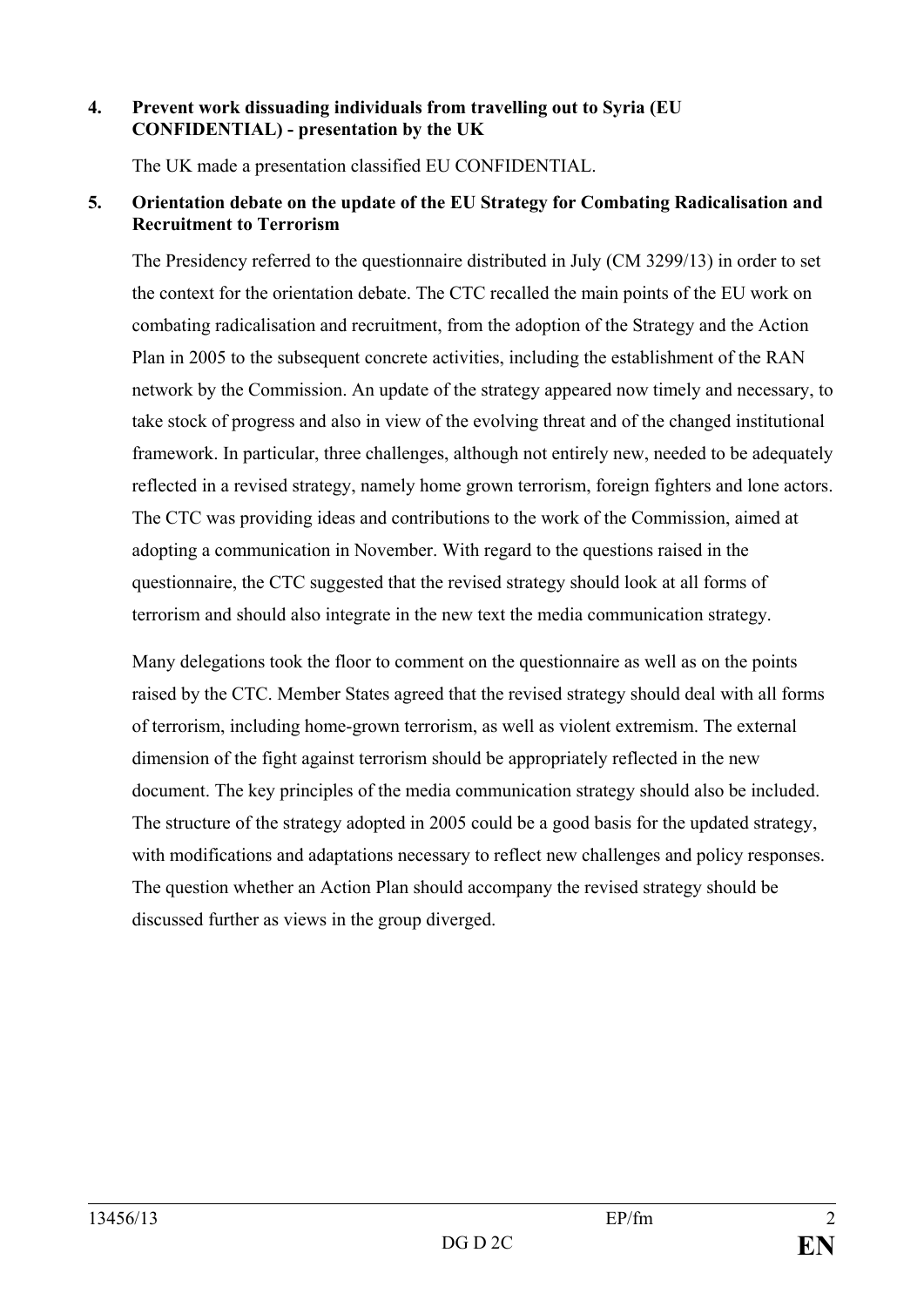**4. Prevent work dissuading individuals from travelling out to Syria (EU CONFIDENTIAL) - presentation by the UK**

The UK made a presentation classified EU CONFIDENTIAL.

**5. Orientation debate on the update of the EU Strategy for Combating Radicalisation and Recruitment to Terrorism**

The Presidency referred to the questionnaire distributed in July (CM 3299/13) in order to set the context for the orientation debate. The CTC recalled the main points of the EU work on combating radicalisation and recruitment, from the adoption of the Strategy and the Action Plan in 2005 to the subsequent concrete activities, including the establishment of the RAN network by the Commission. An update of the strategy appeared now timely and necessary, to take stock of progress and also in view of the evolving threat and of the changed institutional framework. In particular, three challenges, although not entirely new, needed to be adequately reflected in a revised strategy, namely home grown terrorism, foreign fighters and lone actors. The CTC was providing ideas and contributions to the work of the Commission, aimed at adopting a communication in November. With regard to the questions raised in the questionnaire, the CTC suggested that the revised strategy should look at all forms of terrorism and should also integrate in the new text the media communication strategy.

Many delegations took the floor to comment on the questionnaire as well as on the points raised by the CTC. Member States agreed that the revised strategy should deal with all forms of terrorism, including home-grown terrorism, as well as violent extremism. The external dimension of the fight against terrorism should be appropriately reflected in the new document. The key principles of the media communication strategy should also be included. The structure of the strategy adopted in 2005 could be a good basis for the updated strategy, with modifications and adaptations necessary to reflect new challenges and policy responses. The question whether an Action Plan should accompany the revised strategy should be discussed further as views in the group diverged.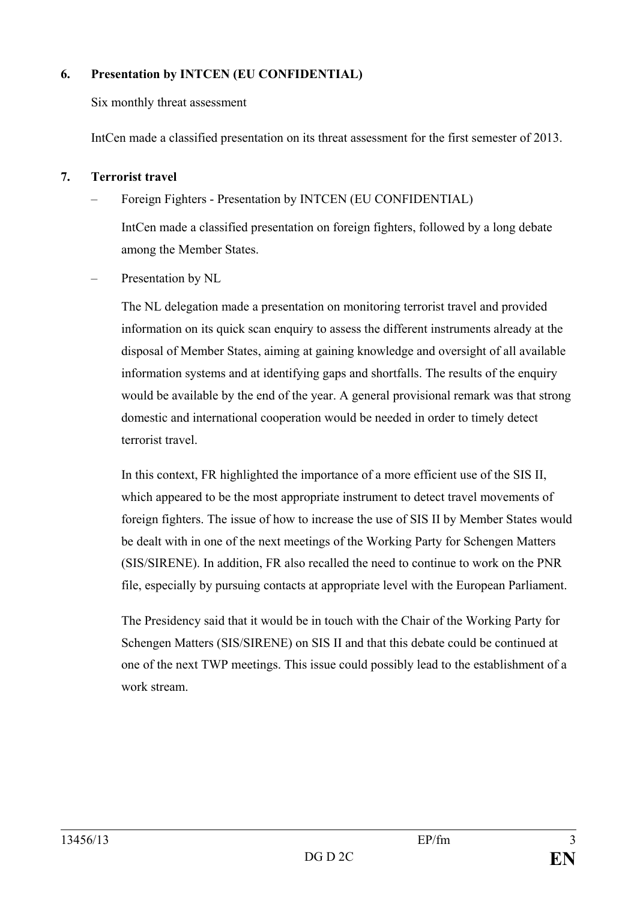**6. Presentation by INTCEN (EU CONFIDENTIAL)**

Six monthly threat assessment

IntCen made a classified presentation on its threat assessment for the first semester of 2013.

**7. Terrorist travel**

– Foreign Fighters - Presentation by INTCEN (EU CONFIDENTIAL)

  IntCen made a classified presentation on foreign fighters, followed by a long debate among the Member States.

– Presentation by NL

  The NL delegation made a presentation on monitoring terrorist travel and provided information on its quick scan enquiry to assess the different instruments already at the disposal of Member States, aiming at gaining knowledge and oversight of all available information systems and at identifying gaps and shortfalls. The results of the enquiry would be available by the end of the year. A general provisional remark was that strong domestic and international cooperation would be needed in order to timely detect terrorist travel.

  In this context, FR highlighted the importance of a more efficient use of the SIS II, which appeared to be the most appropriate instrument to detect travel movements of foreign fighters. The issue of how to increase the use of SIS II by Member States would be dealt with in one of the next meetings of the Working Party for Schengen Matters (SIS/SIRENE). In addition, FR also recalled the need to continue to work on the PNR file, especially by pursuing contacts at appropriate level with the European Parliament.

  The Presidency said that it would be in touch with the Chair of the Working Party for Schengen Matters (SIS/SIRENE) on SIS II and that this debate could be continued at one of the next TWP meetings. This issue could possibly lead to the establishment of a work stream.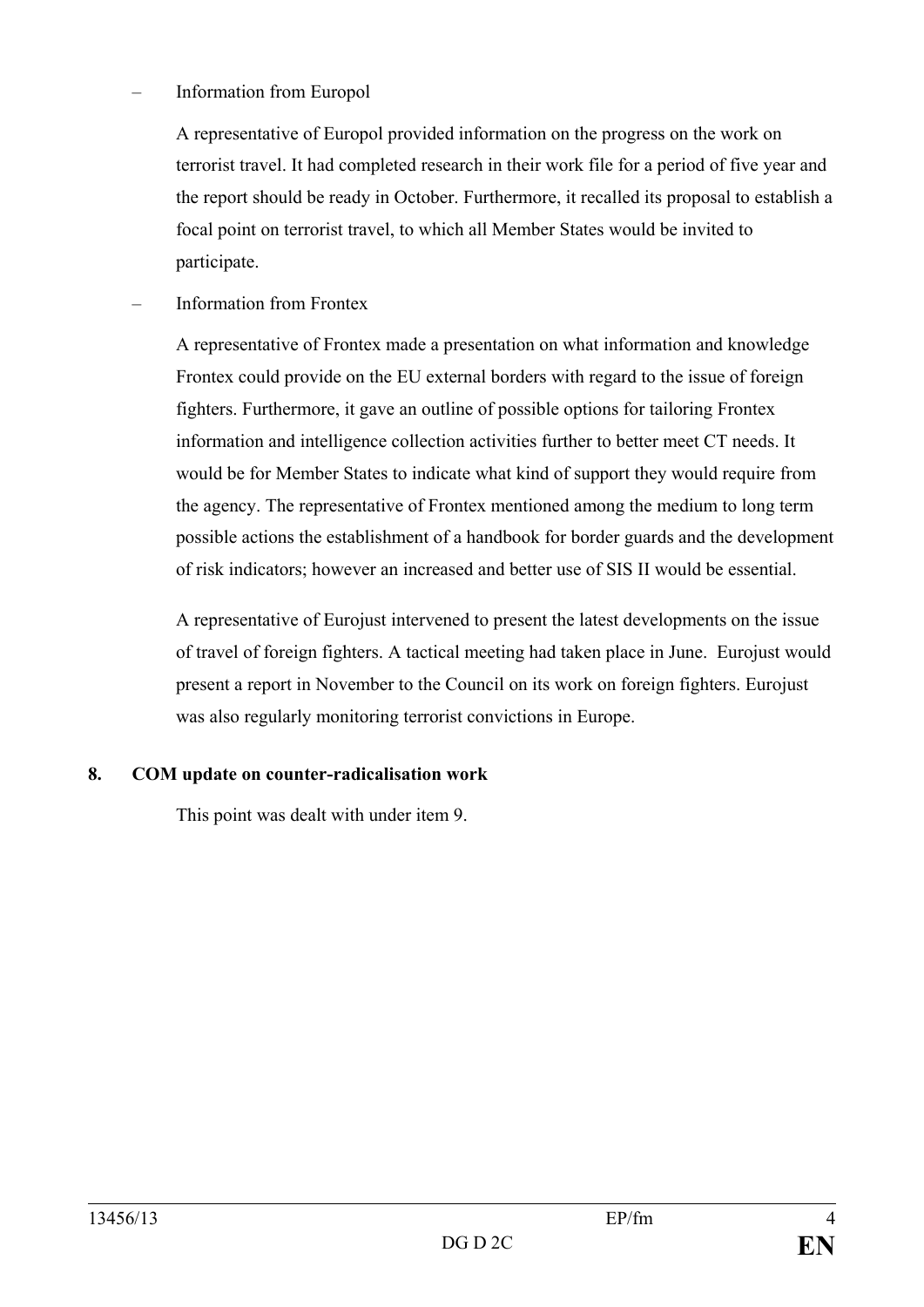– Information from Europol

A representative of Europol provided information on the progress on the work on terrorist travel. It had completed research in their work file for a period of five year and the report should be ready in October. Furthermore, it recalled its proposal to establish a focal point on terrorist travel, to which all Member States would be invited to participate.

– Information from Frontex

A representative of Frontex made a presentation on what information and knowledge Frontex could provide on the EU external borders with regard to the issue of foreign fighters. Furthermore, it gave an outline of possible options for tailoring Frontex information and intelligence collection activities further to better meet CT needs. It would be for Member States to indicate what kind of support they would require from the agency. The representative of Frontex mentioned among the medium to long term possible actions the establishment of a handbook for border guards and the development of risk indicators; however an increased and better use of SIS II would be essential.

A representative of Eurojust intervened to present the latest developments on the issue of travel of foreign fighters. A tactical meeting had taken place in June. Eurojust would present a report in November to the Council on its work on foreign fighters. Eurojust was also regularly monitoring terrorist convictions in Europe.

**8. COM update on counter-radicalisation work**

This point was dealt with under item 9.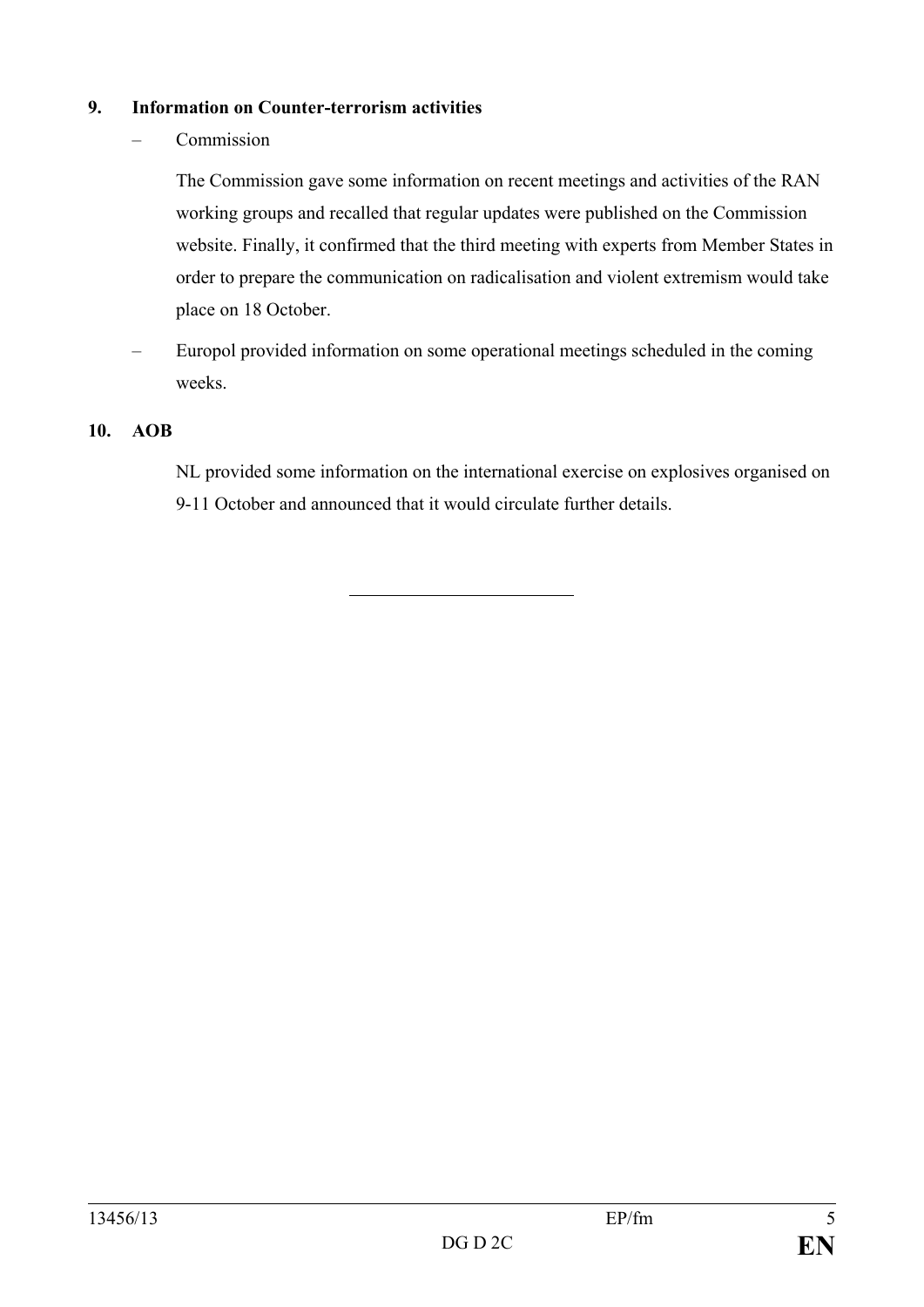## 9. Information on Counter-terrorism activities

– Commission

The Commission gave some information on recent meetings and activities of the RAN working groups and recalled that regular updates were published on the Commission website. Finally, it confirmed that the third meeting with experts from Member States in order to prepare the communication on radicalisation and violent extremism would take place on 18 October.

– Europol provided information on some operational meetings scheduled in the coming weeks.

## 10. AOB

NL provided some information on the international exercise on explosives organised on 9-11 October and announced that it would circulate further details.